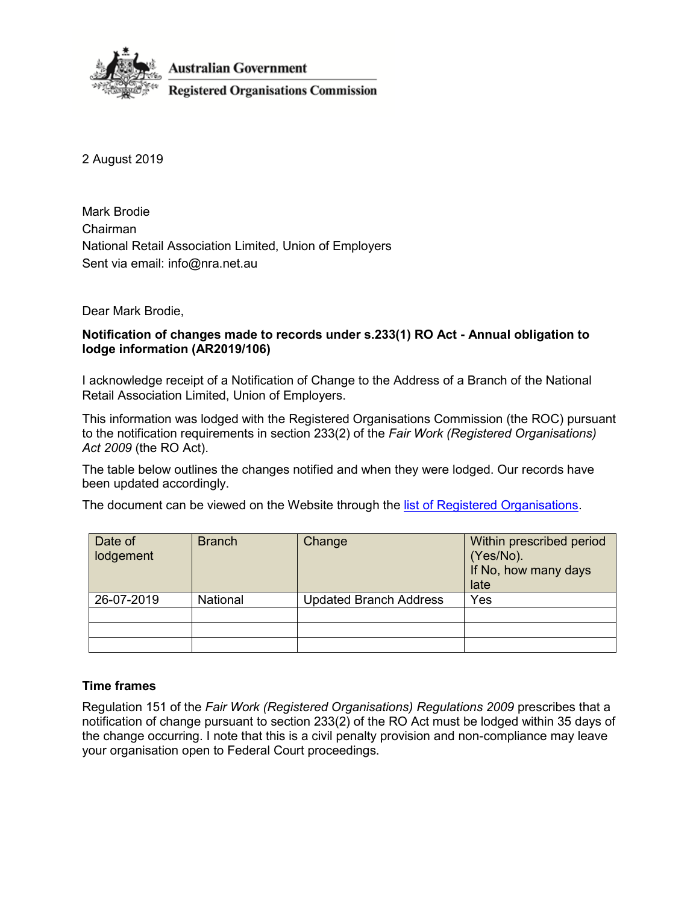Australian Government

Registered Organisations Commission

2 August 2019

Mark Brodie
Chairman
National Retail Association Limited, Union of Employers
Sent via email: info@nra.net.au

Dear Mark Brodie,

**Notification of changes made to records under s.233(1) RO Act - Annual obligation to lodge information (AR2019/106)**

I acknowledge receipt of a Notification of Change to the Address of a Branch of the National Retail Association Limited, Union of Employers.

This information was lodged with the Registered Organisations Commission (the ROC) pursuant to the notification requirements in section 233(2) of the *Fair Work (Registered Organisations) Act 2009* (the RO Act).

The table below outlines the changes notified and when they were lodged. Our records have been updated accordingly.

The document can be viewed on the Website through the list of Registered Organisations.

| Date of lodgement | Branch | Change | Within prescribed period (Yes/No). If No, how many days late |
|---|---|---|---|
| 26-07-2019 | National | Updated Branch Address | Yes |
| | | | |
| | | | |
| | | | |

**Time frames**

Regulation 151 of the *Fair Work (Registered Organisations) Regulations 2009* prescribes that a notification of change pursuant to section 233(2) of the RO Act must be lodged within 35 days of the change occurring. I note that this is a civil penalty provision and non-compliance may leave your organisation open to Federal Court proceedings.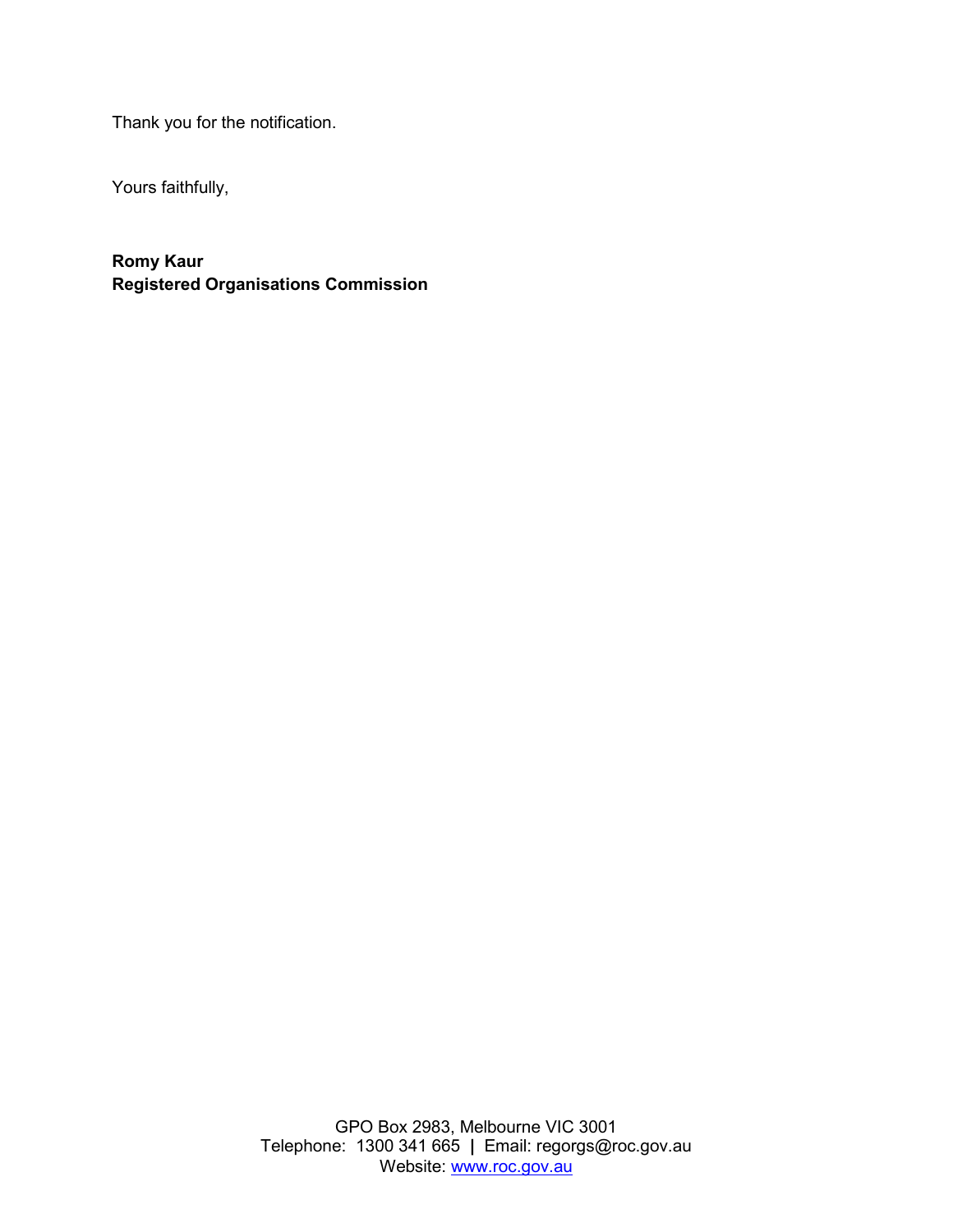Thank you for the notification.

Yours faithfully,

**Romy Kaur**
**Registered Organisations Commission**

GPO Box 2983, Melbourne VIC 3001
Telephone: 1300 341 665 | Email: regorgs@roc.gov.au
Website: www.roc.gov.au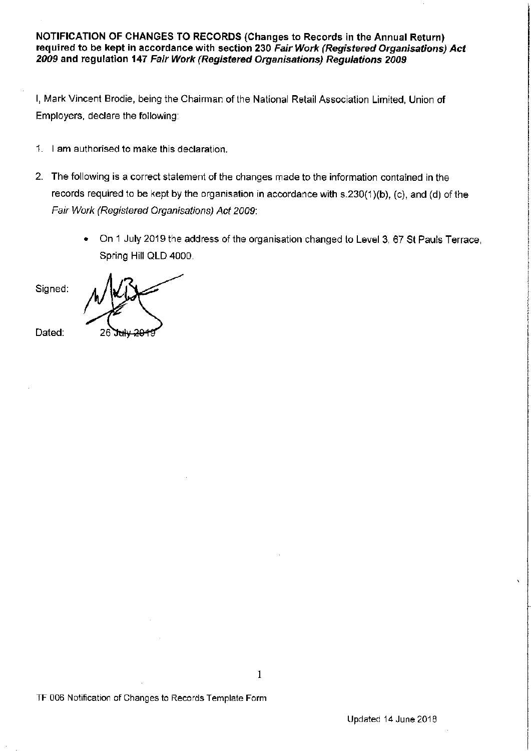**NOTIFICATION OF CHANGES TO RECORDS (Changes to Records in the Annual Return) required to be kept in accordance with section 230 *Fair Work (Registered Organisations) Act 2009* and regulation 147 *Fair Work (Registered Organisations) Regulations 2009***

I, Mark Vincent Brodie, being the Chairman of the National Retail Association Limited, Union of Employers, declare the following:

1. I am authorised to make this declaration.
2. The following is a correct statement of the changes made to the information contained in the records required to be kept by the organisation in accordance with s.230(1)(b), (c), and (d) of the *Fair Work (Registered Organisations) Act 2009*:
    - On 1 July 2019 the address of the organisation changed to Level 3, 67 St Pauls Terrace, Spring Hill QLD 4000.

Signed:

Dated: 26 July 2019

TF 006 Notification of Changes to Records Template Form

Updated 14 June 2018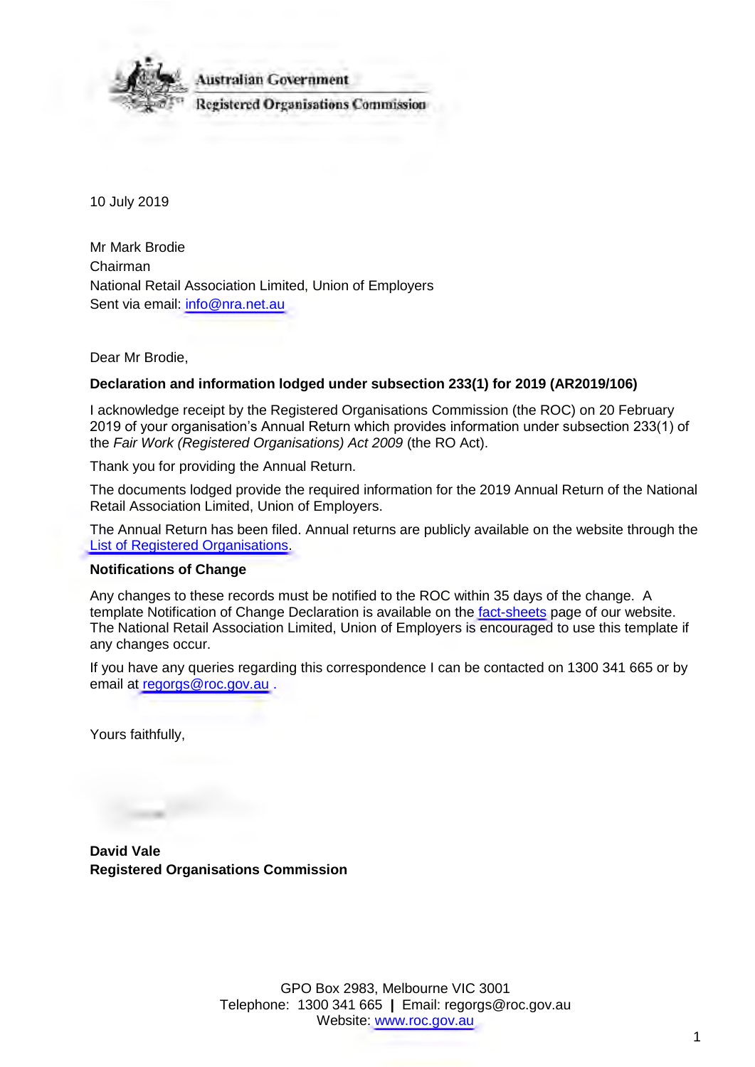Australian Government

Registered Organisations Commission

10 July 2019

Mr Mark Brodie
Chairman
National Retail Association Limited, Union of Employers
Sent via email: info@nra.net.au

Dear Mr Brodie,

**Declaration and information lodged under subsection 233(1) for 2019 (AR2019/106)**

I acknowledge receipt by the Registered Organisations Commission (the ROC) on 20 February 2019 of your organisation's Annual Return which provides information under subsection 233(1) of the *Fair Work (Registered Organisations) Act 2009* (the RO Act).

Thank you for providing the Annual Return.

The documents lodged provide the required information for the 2019 Annual Return of the National Retail Association Limited, Union of Employers.

The Annual Return has been filed. Annual returns are publicly available on the website through the List of Registered Organisations.

**Notifications of Change**

Any changes to these records must be notified to the ROC within 35 days of the change. A template Notification of Change Declaration is available on the fact-sheets page of our website. The National Retail Association Limited, Union of Employers is encouraged to use this template if any changes occur.

If you have any queries regarding this correspondence I can be contacted on 1300 341 665 or by email at regorgs@roc.gov.au .

Yours faithfully,

**David Vale**
**Registered Organisations Commission**

GPO Box 2983, Melbourne VIC 3001
Telephone: 1300 341 665 | Email: regorgs@roc.gov.au
Website: www.roc.gov.au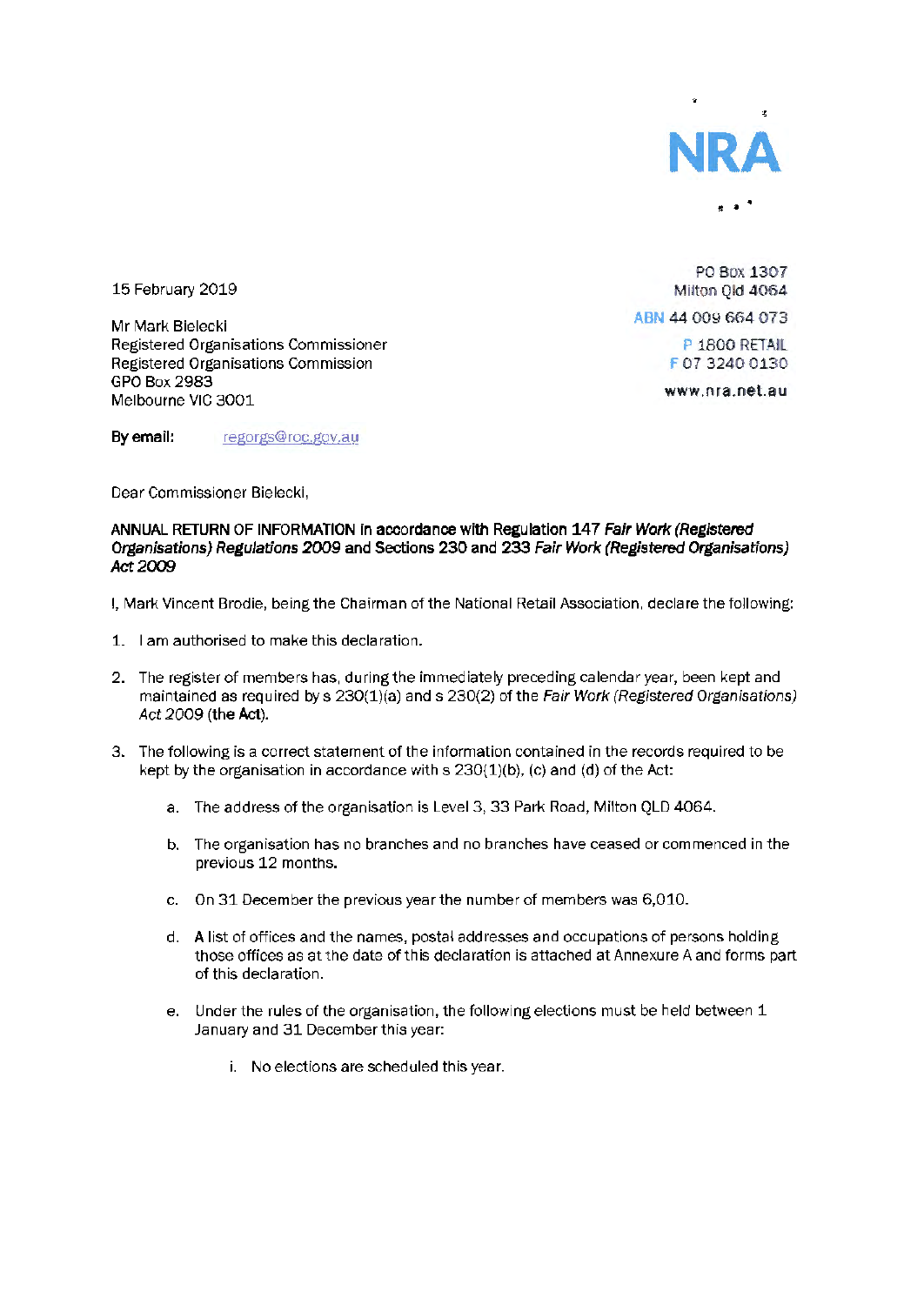NRA

15 February 2019

PO Box 1307
Milton Qld 4064

ABN 44 009 664 073

P 1800 RETAIL
F 07 3240 0130

www.nra.net.au

Mr Mark Bielecki
Registered Organisations Commissioner
Registered Organisations Commission
GPO Box 2983
Melbourne VIC 3001

**By email:** regorgs@roc.gov.au

Dear Commissioner Bielecki,

**ANNUAL RETURN OF INFORMATION in accordance with Regulation 147 *Fair Work (Registered Organisations) Regulations 2009* and Sections 230 and 233 *Fair Work (Registered Organisations) Act 2009***

I, Mark Vincent Brodie, being the Chairman of the National Retail Association, declare the following:

1. I am authorised to make this declaration.

2. The register of members has, during the immediately preceding calendar year, been kept and maintained as required by s 230(1)(a) and s 230(2) of the *Fair Work (Registered Organisations) Act 2009* (**the Act**).

3. The following is a correct statement of the information contained in the records required to be kept by the organisation in accordance with s 230(1)(b), (c) and (d) of the Act:

    a. The address of the organisation is Level 3, 33 Park Road, Milton QLD 4064.

    b. The organisation has no branches and no branches have ceased or commenced in the previous 12 months.

    c. On 31 December the previous year the number of members was 6,010.

    d. A list of offices and the names, postal addresses and occupations of persons holding those offices as at the date of this declaration is attached at Annexure A and forms part of this declaration.

    e. Under the rules of the organisation, the following elections must be held between 1 January and 31 December this year:

        i. No elections are scheduled this year.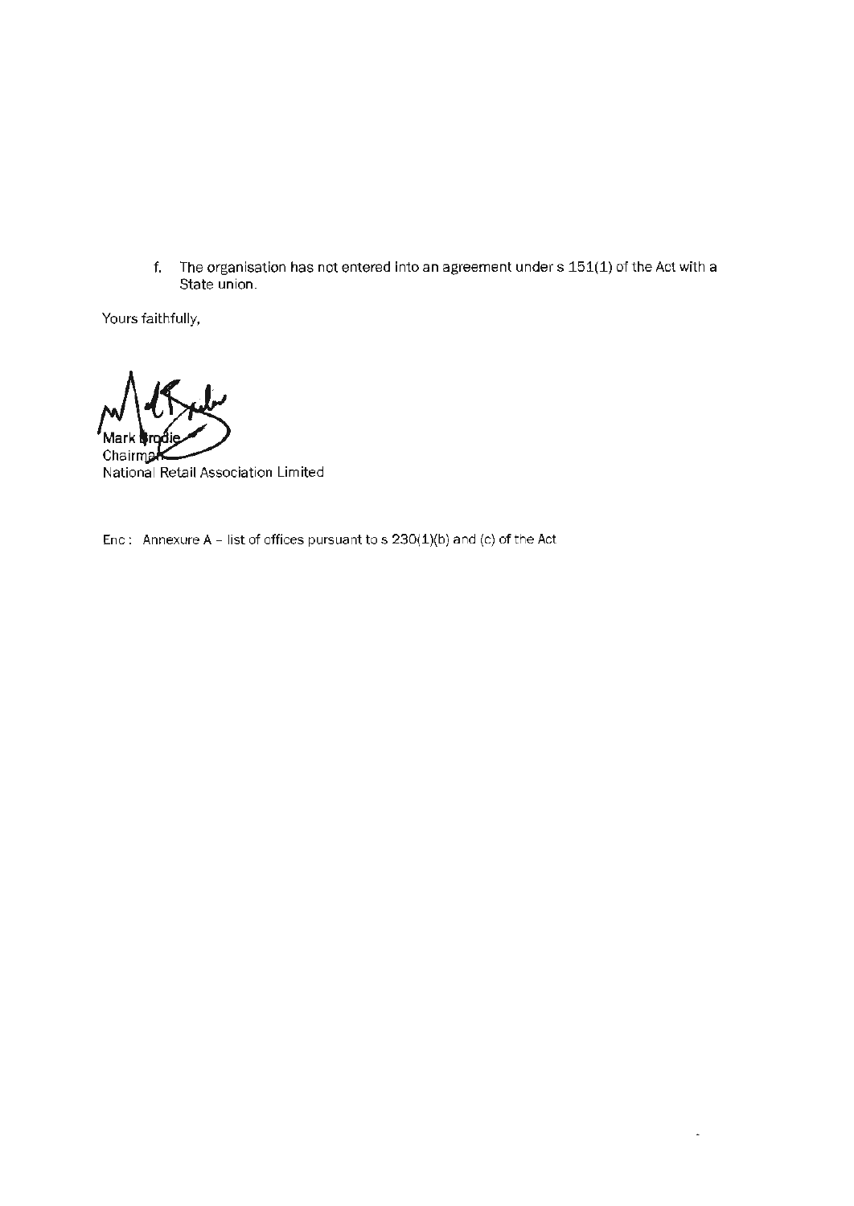f. The organisation has not entered into an agreement under s 151(1) of the Act with a State union.

Yours faithfully,

Mark Brodie
Chairman
National Retail Association Limited

Enc : Annexure A – list of offices pursuant to s 230(1)(b) and (c) of the Act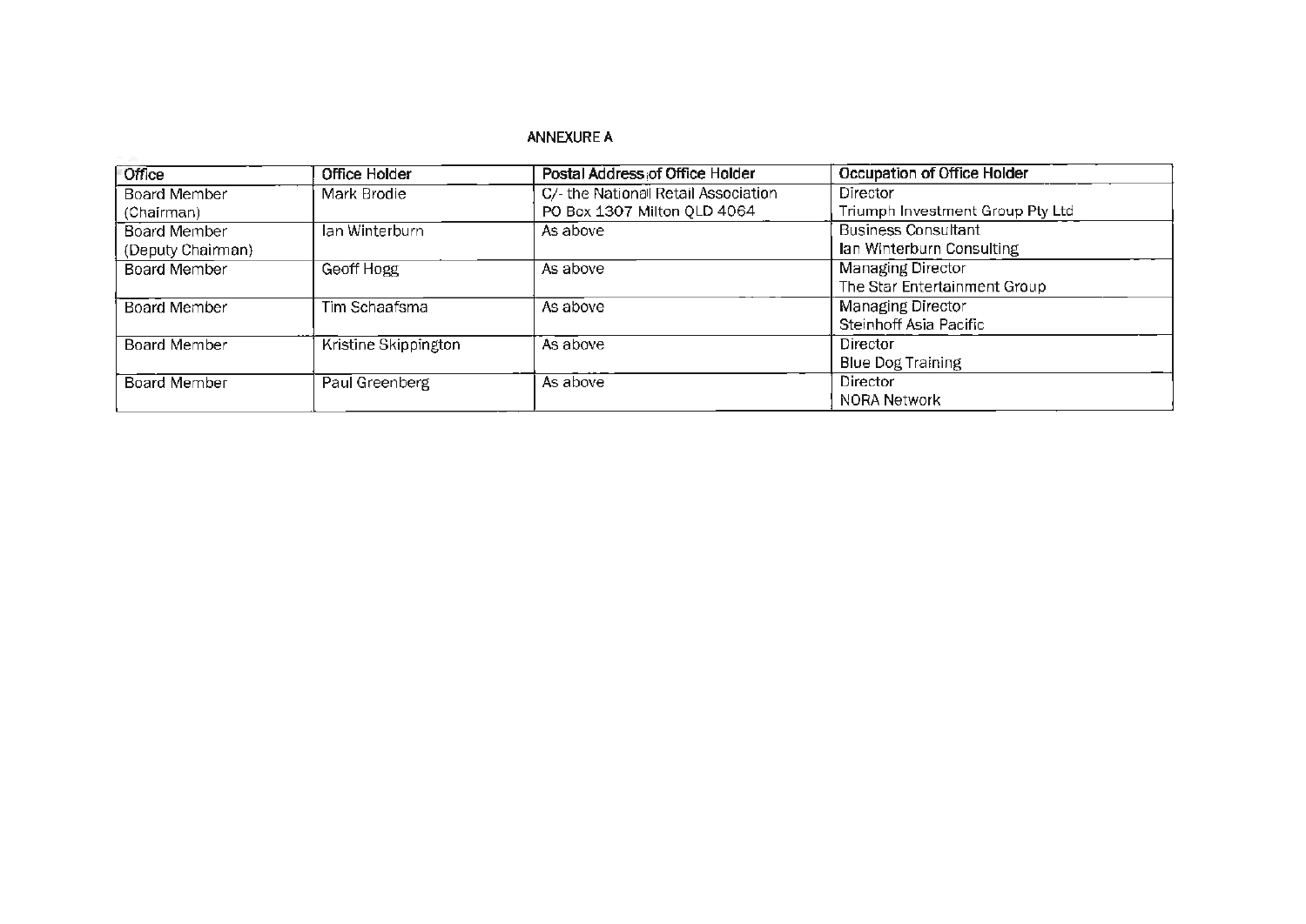# ANNEXURE A

| Office | Office Holder | Postal Address of Office Holder | Occupation of Office Holder |
|---|---|---|---|
| Board Member (Chairman) | Mark Brodie | C/- the National Retail Association PO Box 1307 Milton QLD 4064 | Director Triumph Investment Group Pty Ltd |
| Board Member (Deputy Chairman) | Ian Winterburn | As above | Business Consultant Ian Winterburn Consulting |
| Board Member | Geoff Hogg | As above | Managing Director The Star Entertainment Group |
| Board Member | Tim Schaafsma | As above | Managing Director Steinhoff Asia Pacific |
| Board Member | Kristine Skippington | As above | Director Blue Dog Training |
| Board Member | Paul Greenberg | As above | Director NORA Network |